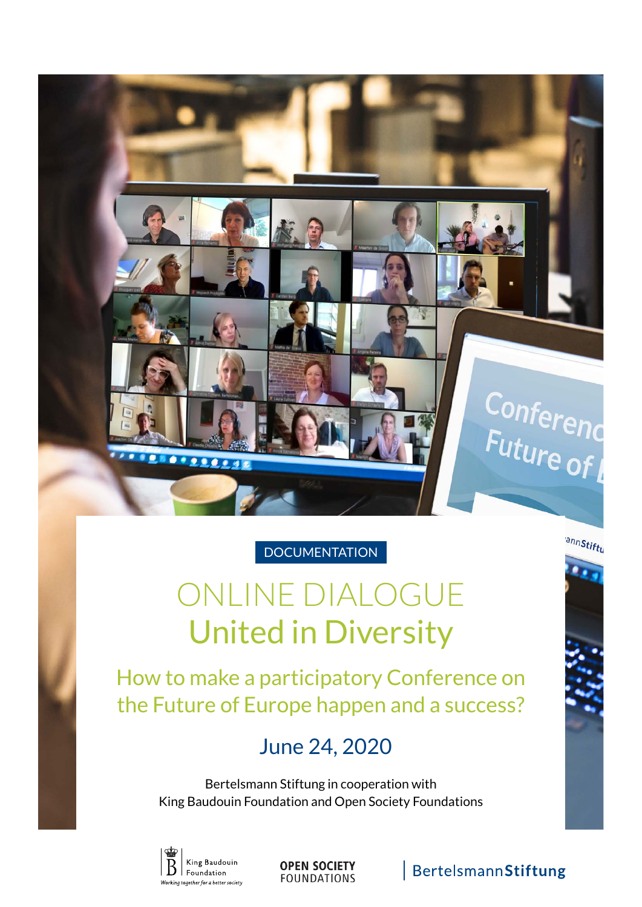DOCUMENTATION

# ONLINE DIALOGUE
# United in Diversity

## How to make a participatory Conference on the Future of Europe happen and a success?

### June 24, 2020

Bertelsmann Stiftung in cooperation with
King Baudouin Foundation and Open Society Foundations

King Baudouin Foundation
*Working together for a better society*

OPEN SOCIETY FOUNDATIONS

BertelsmannStiftung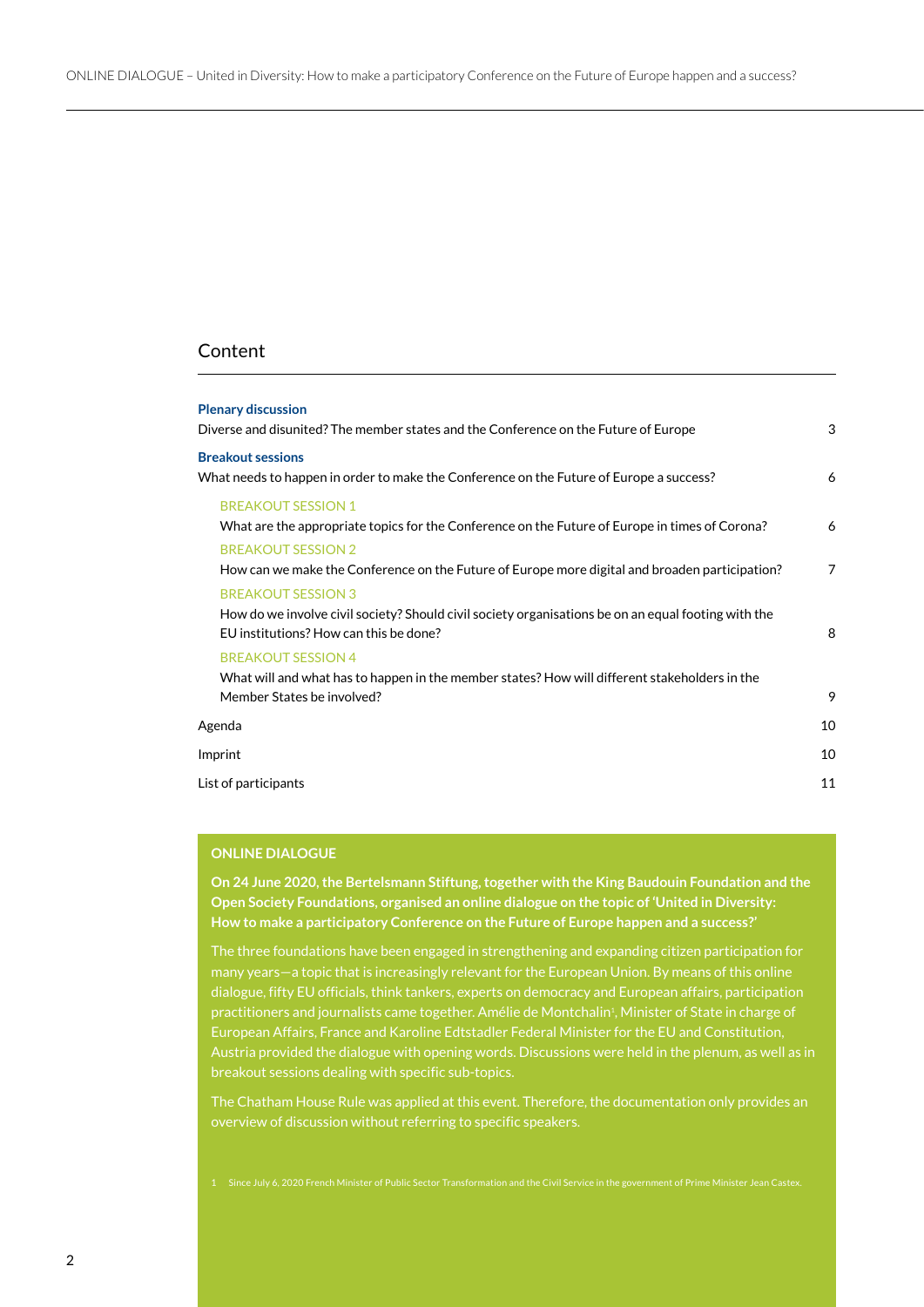## Content

**Plenary discussion**

Diverse and disunited? The member states and the Conference on the Future of Europe 3

**Breakout sessions**

What needs to happen in order to make the Conference on the Future of Europe a success? 6

BREAKOUT SESSION 1

What are the appropriate topics for the Conference on the Future of Europe in times of Corona? 6

BREAKOUT SESSION 2

How can we make the Conference on the Future of Europe more digital and broaden participation? 7

BREAKOUT SESSION 3

How do we involve civil society? Should civil society organisations be on an equal footing with the EU institutions? How can this be done? 8

BREAKOUT SESSION 4

What will and what has to happen in the member states? How will different stakeholders in the Member States be involved? 9

Agenda 10

Imprint 10

List of participants 11

### ONLINE DIALOGUE

**On 24 June 2020, the Bertelsmann Stiftung, together with the King Baudouin Foundation and the Open Society Foundations, organised an online dialogue on the topic of 'United in Diversity: How to make a participatory Conference on the Future of Europe happen and a success?'**

The three foundations have been engaged in strengthening and expanding citizen participation for many years—a topic that is increasingly relevant for the European Union. By means of this online dialogue, fifty EU officials, think tankers, experts on democracy and European affairs, participation practitioners and journalists came together. Amélie de Montchalin[1], Minister of State in charge of European Affairs, France and Karoline Edtstadler Federal Minister for the EU and Constitution, Austria provided the dialogue with opening words. Discussions were held in the plenum, as well as in breakout sessions dealing with specific sub-topics.

The Chatham House Rule was applied at this event. Therefore, the documentation only provides an overview of discussion without referring to specific speakers.

1 Since July 6, 2020 French Minister of Public Sector Transformation and the Civil Service in the government of Prime Minister Jean Castex.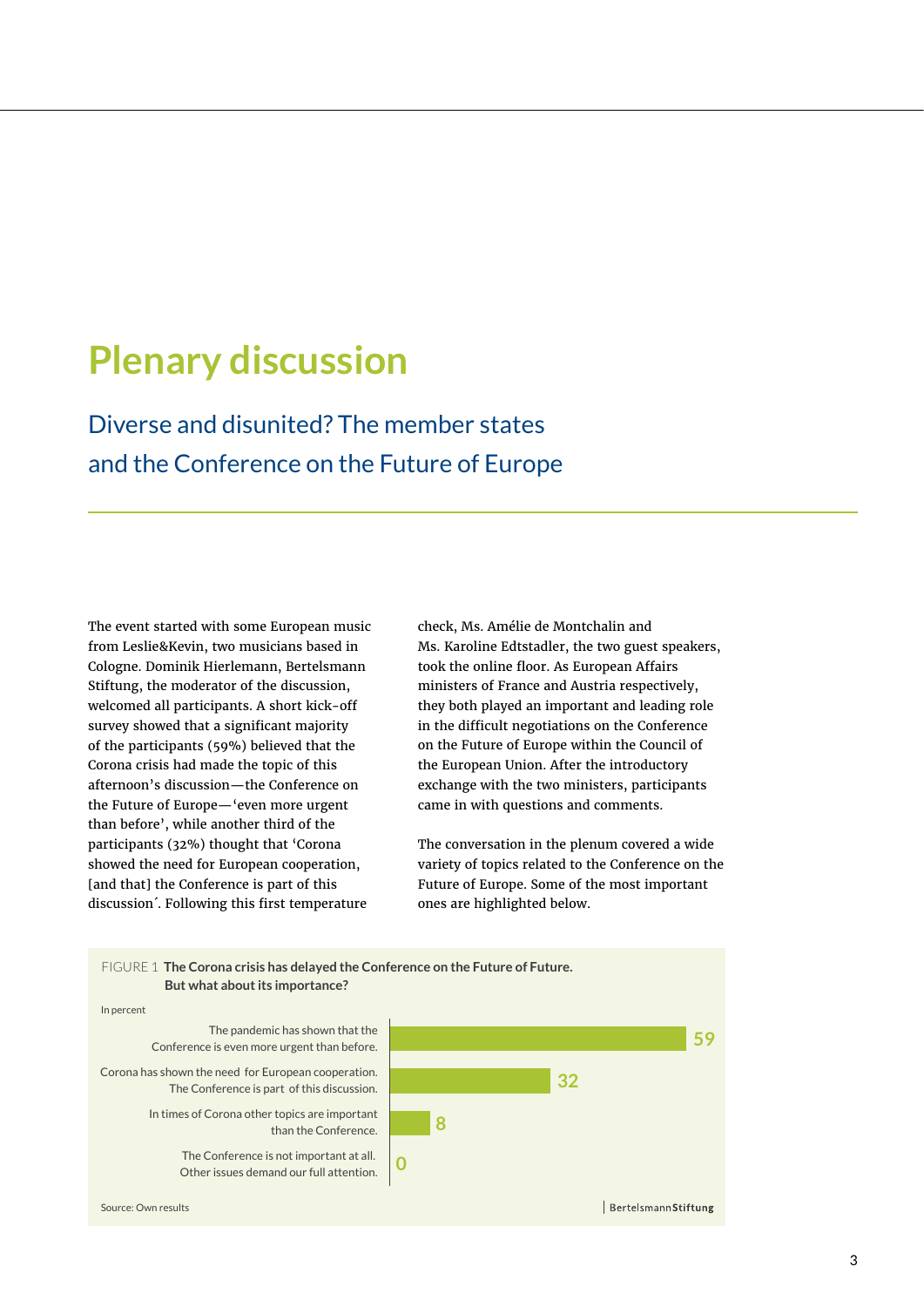# Plenary discussion

## Diverse and disunited? The member states and the Conference on the Future of Europe

The event started with some European music from Leslie&Kevin, two musicians based in Cologne. Dominik Hierlemann, Bertelsmann Stiftung, the moderator of the discussion, welcomed all participants. A short kick-off survey showed that a significant majority of the participants (59%) believed that the Corona crisis had made the topic of this afternoon's discussion—the Conference on the Future of Europe—'even more urgent than before', while another third of the participants (32%) thought that 'Corona showed the need for European cooperation, [and that] the Conference is part of this discussion´. Following this first temperature check, Ms. Amélie de Montchalin and Ms. Karoline Edtstadler, the two guest speakers, took the online floor. As European Affairs ministers of France and Austria respectively, they both played an important and leading role in the difficult negotiations on the Conference on the Future of Europe within the Council of the European Union. After the introductory exchange with the two ministers, participants came in with questions and comments.

The conversation in the plenum covered a wide variety of topics related to the Conference on the Future of Europe. Some of the most important ones are highlighted below.

FIGURE 1 **The Corona crisis has delayed the Conference on the Future of Future. But what about its importance?**

In percent

| Statement | Percent |
|---|---|
| The pandemic has shown that the Conference is even more urgent than before. | 59 |
| Corona has shown the need for European cooperation. The Conference is part of this discussion. | 32 |
| In times of Corona other topics are important than the Conference. | 8 |
| The Conference is not important at all. Other issues demand our full attention. | 0 |

Source: Own results

BertelsmannStiftung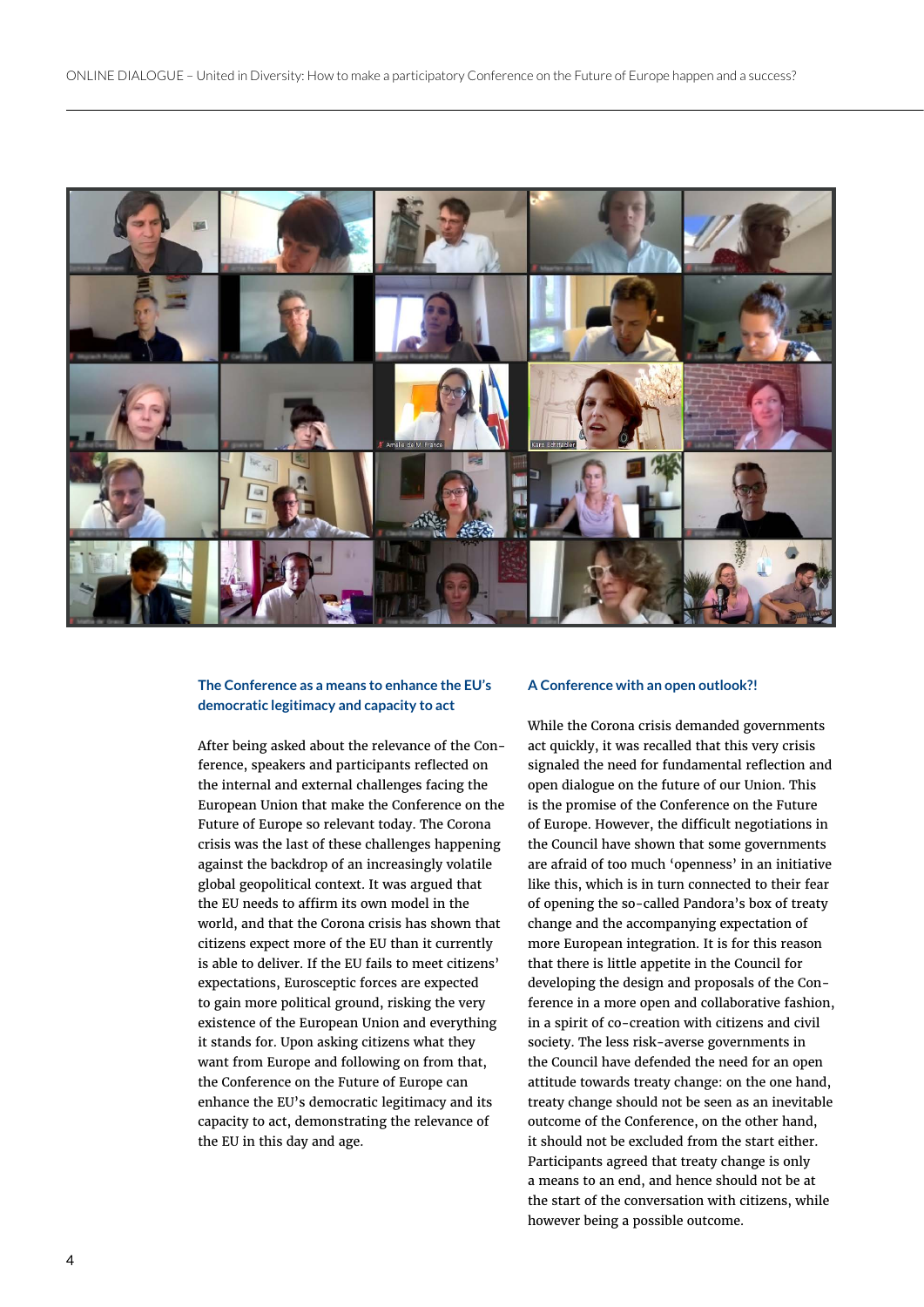### The Conference as a means to enhance the EU's democratic legitimacy and capacity to act

After being asked about the relevance of the Conference, speakers and participants reflected on the internal and external challenges facing the European Union that make the Conference on the Future of Europe so relevant today. The Corona crisis was the last of these challenges happening against the backdrop of an increasingly volatile global geopolitical context. It was argued that the EU needs to affirm its own model in the world, and that the Corona crisis has shown that citizens expect more of the EU than it currently is able to deliver. If the EU fails to meet citizens' expectations, Eurosceptic forces are expected to gain more political ground, risking the very existence of the European Union and everything it stands for. Upon asking citizens what they want from Europe and following on from that, the Conference on the Future of Europe can enhance the EU's democratic legitimacy and its capacity to act, demonstrating the relevance of the EU in this day and age.

### A Conference with an open outlook?!

While the Corona crisis demanded governments act quickly, it was recalled that this very crisis signaled the need for fundamental reflection and open dialogue on the future of our Union. This is the promise of the Conference on the Future of Europe. However, the difficult negotiations in the Council have shown that some governments are afraid of too much 'openness' in an initiative like this, which is in turn connected to their fear of opening the so-called Pandora's box of treaty change and the accompanying expectation of more European integration. It is for this reason that there is little appetite in the Council for developing the design and proposals of the Conference in a more open and collaborative fashion, in a spirit of co-creation with citizens and civil society. The less risk-averse governments in the Council have defended the need for an open attitude towards treaty change: on the one hand, treaty change should not be seen as an inevitable outcome of the Conference, on the other hand, it should not be excluded from the start either. Participants agreed that treaty change is only a means to an end, and hence should not be at the start of the conversation with citizens, while however being a possible outcome.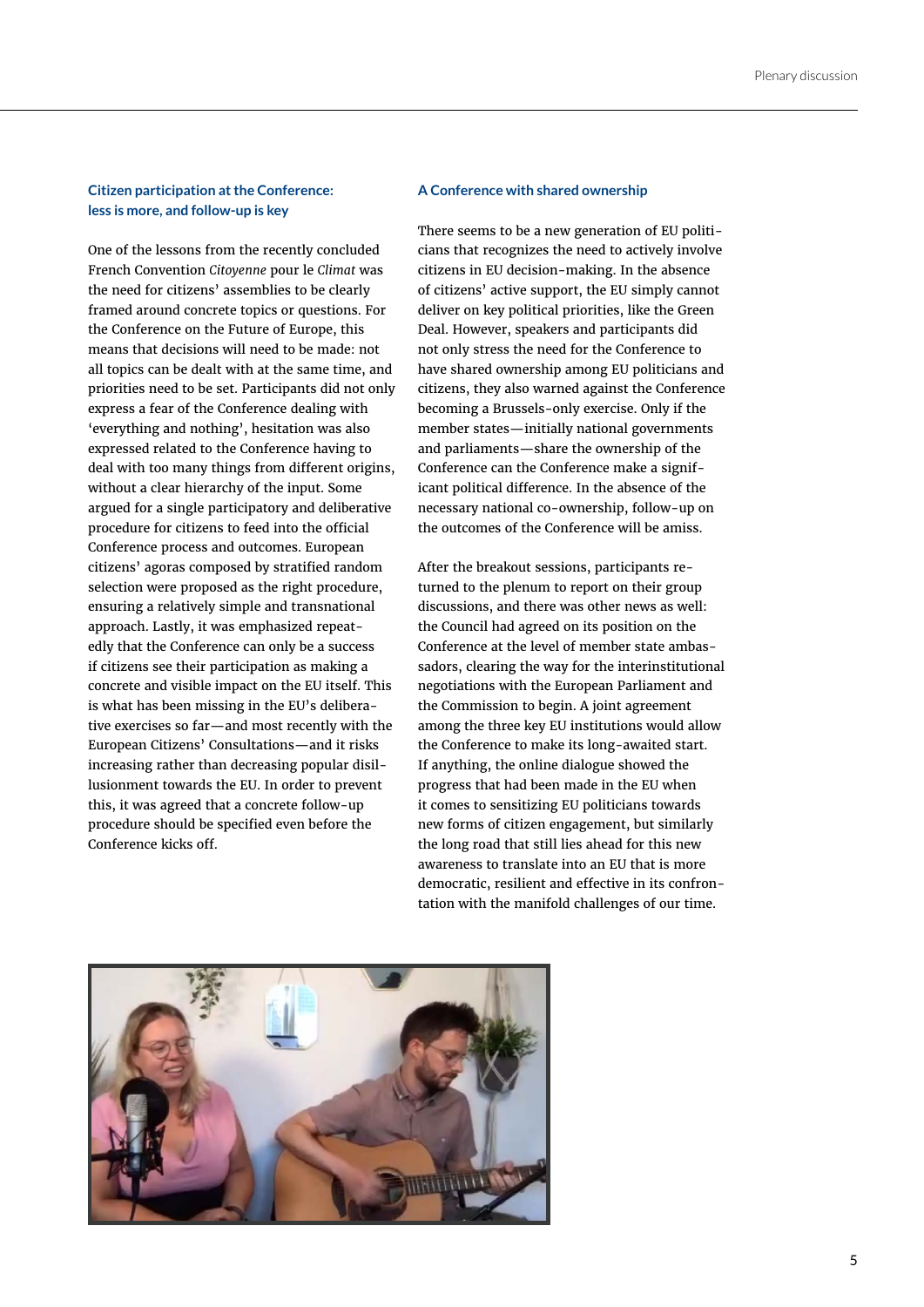### Citizen participation at the Conference: less is more, and follow-up is key

One of the lessons from the recently concluded French Convention *Citoyenne* pour le *Climat* was the need for citizens' assemblies to be clearly framed around concrete topics or questions. For the Conference on the Future of Europe, this means that decisions will need to be made: not all topics can be dealt with at the same time, and priorities need to be set. Participants did not only express a fear of the Conference dealing with 'everything and nothing', hesitation was also expressed related to the Conference having to deal with too many things from different origins, without a clear hierarchy of the input. Some argued for a single participatory and deliberative procedure for citizens to feed into the official Conference process and outcomes. European citizens' agoras composed by stratified random selection were proposed as the right procedure, ensuring a relatively simple and transnational approach. Lastly, it was emphasized repeatedly that the Conference can only be a success if citizens see their participation as making a concrete and visible impact on the EU itself. This is what has been missing in the EU's deliberative exercises so far—and most recently with the European Citizens' Consultations—and it risks increasing rather than decreasing popular disillusionment towards the EU. In order to prevent this, it was agreed that a concrete follow-up procedure should be specified even before the Conference kicks off.

### A Conference with shared ownership

There seems to be a new generation of EU politicians that recognizes the need to actively involve citizens in EU decision-making. In the absence of citizens' active support, the EU simply cannot deliver on key political priorities, like the Green Deal. However, speakers and participants did not only stress the need for the Conference to have shared ownership among EU politicians and citizens, they also warned against the Conference becoming a Brussels-only exercise. Only if the member states—initially national governments and parliaments—share the ownership of the Conference can the Conference make a significant political difference. In the absence of the necessary national co-ownership, follow-up on the outcomes of the Conference will be amiss.

After the breakout sessions, participants returned to the plenum to report on their group discussions, and there was other news as well: the Council had agreed on its position on the Conference at the level of member state ambassadors, clearing the way for the interinstitutional negotiations with the European Parliament and the Commission to begin. A joint agreement among the three key EU institutions would allow the Conference to make its long-awaited start. If anything, the online dialogue showed the progress that had been made in the EU when it comes to sensitizing EU politicians towards new forms of citizen engagement, but similarly the long road that still lies ahead for this new awareness to translate into an EU that is more democratic, resilient and effective in its confrontation with the manifold challenges of our time.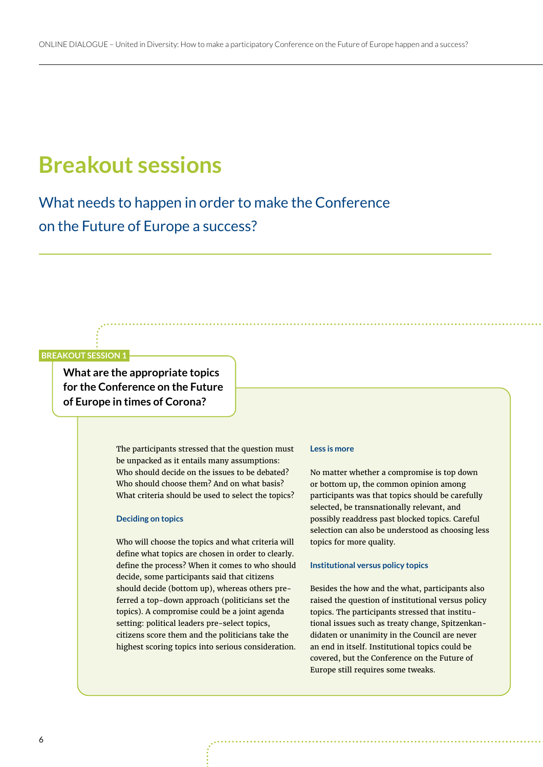# Breakout sessions

## What needs to happen in order to make the Conference on the Future of Europe a success?

**BREAKOUT SESSION 1**

### What are the appropriate topics for the Conference on the Future of Europe in times of Corona?

The participants stressed that the question must be unpacked as it entails many assumptions: Who should decide on the issues to be debated? Who should choose them? And on what basis? What criteria should be used to select the topics?

#### Deciding on topics

Who will choose the topics and what criteria will define what topics are chosen in order to clearly. define the process? When it comes to who should decide, some participants said that citizens should decide (bottom up), whereas others preferred a top-down approach (politicians set the topics). A compromise could be a joint agenda setting: political leaders pre-select topics, citizens score them and the politicians take the highest scoring topics into serious consideration.

#### Less is more

No matter whether a compromise is top down or bottom up, the common opinion among participants was that topics should be carefully selected, be transnationally relevant, and possibly readdress past blocked topics. Careful selection can also be understood as choosing less topics for more quality.

#### Institutional versus policy topics

Besides the how and the what, participants also raised the question of institutional versus policy topics. The participants stressed that institutional issues such as treaty change, Spitzenkandidaten or unanimity in the Council are never an end in itself. Institutional topics could be covered, but the Conference on the Future of Europe still requires some tweaks.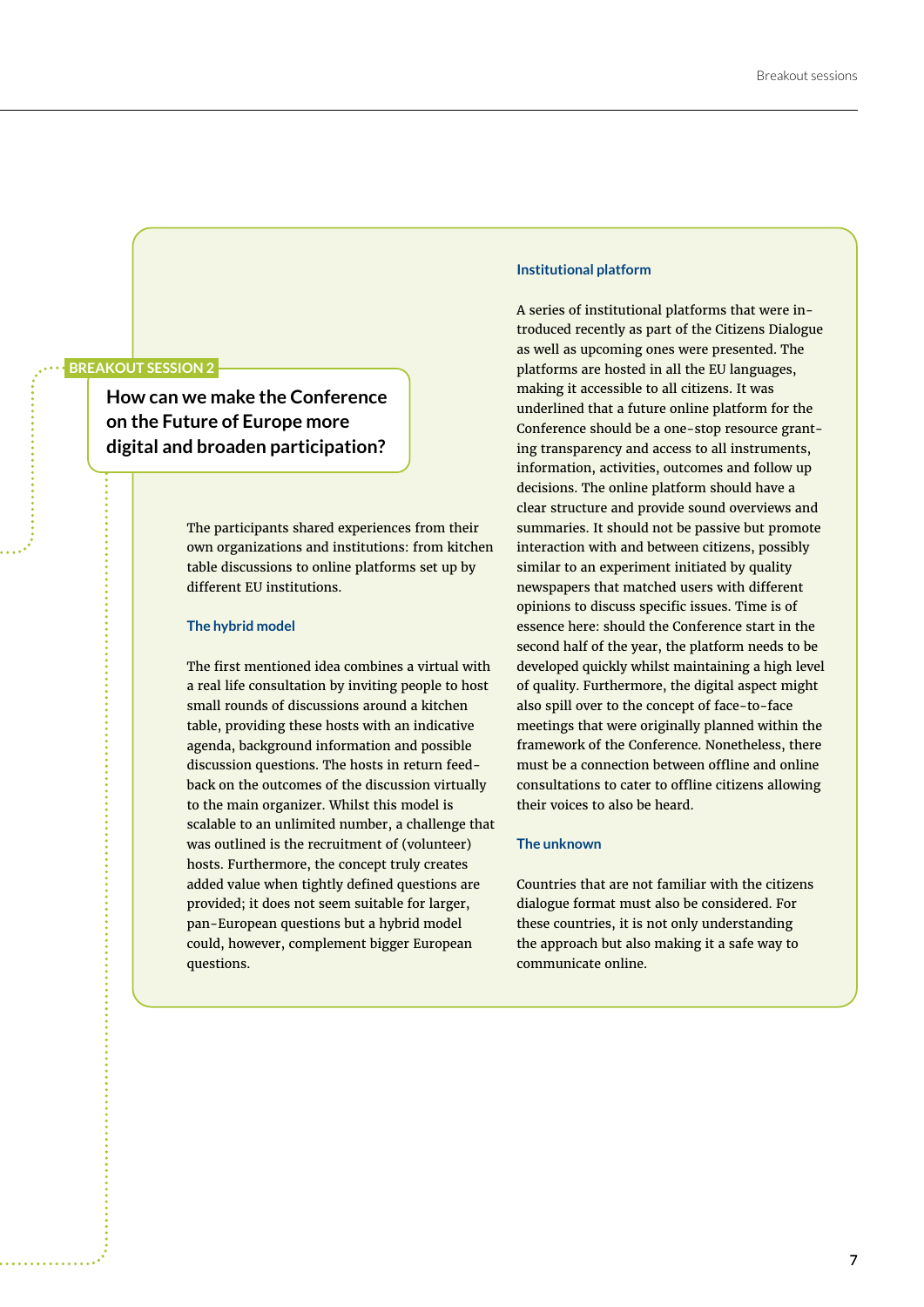BREAKOUT SESSION 2

## How can we make the Conference on the Future of Europe more digital and broaden participation?

The participants shared experiences from their own organizations and institutions: from kitchen table discussions to online platforms set up by different EU institutions.

### The hybrid model

The first mentioned idea combines a virtual with a real life consultation by inviting people to host small rounds of discussions around a kitchen table, providing these hosts with an indicative agenda, background information and possible discussion questions. The hosts in return feedback on the outcomes of the discussion virtually to the main organizer. Whilst this model is scalable to an unlimited number, a challenge that was outlined is the recruitment of (volunteer) hosts. Furthermore, the concept truly creates added value when tightly defined questions are provided; it does not seem suitable for larger, pan-European questions but a hybrid model could, however, complement bigger European questions.

### Institutional platform

A series of institutional platforms that were introduced recently as part of the Citizens Dialogue as well as upcoming ones were presented. The platforms are hosted in all the EU languages, making it accessible to all citizens. It was underlined that a future online platform for the Conference should be a one-stop resource granting transparency and access to all instruments, information, activities, outcomes and follow up decisions. The online platform should have a clear structure and provide sound overviews and summaries. It should not be passive but promote interaction with and between citizens, possibly similar to an experiment initiated by quality newspapers that matched users with different opinions to discuss specific issues. Time is of essence here: should the Conference start in the second half of the year, the platform needs to be developed quickly whilst maintaining a high level of quality. Furthermore, the digital aspect might also spill over to the concept of face-to-face meetings that were originally planned within the framework of the Conference. Nonetheless, there must be a connection between offline and online consultations to cater to offline citizens allowing their voices to also be heard.

### The unknown

Countries that are not familiar with the citizens dialogue format must also be considered. For these countries, it is not only understanding the approach but also making it a safe way to communicate online.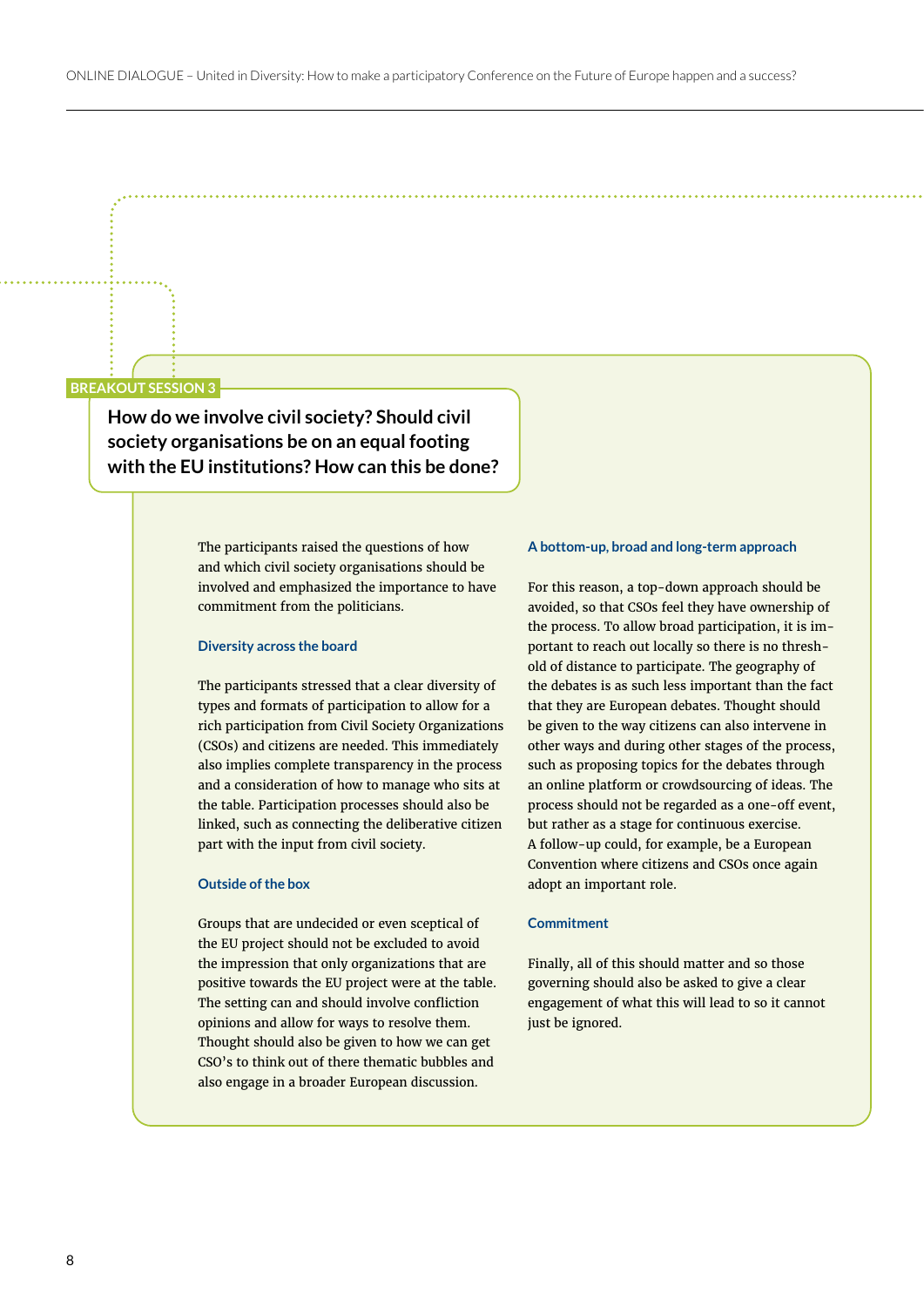BREAKOUT SESSION 3

## How do we involve civil society? Should civil society organisations be on an equal footing with the EU institutions? How can this be done?

The participants raised the questions of how and which civil society organisations should be involved and emphasized the importance to have commitment from the politicians.

### Diversity across the board

The participants stressed that a clear diversity of types and formats of participation to allow for a rich participation from Civil Society Organizations (CSOs) and citizens are needed. This immediately also implies complete transparency in the process and a consideration of how to manage who sits at the table. Participation processes should also be linked, such as connecting the deliberative citizen part with the input from civil society.

### Outside of the box

Groups that are undecided or even sceptical of the EU project should not be excluded to avoid the impression that only organizations that are positive towards the EU project were at the table. The setting can and should involve confliction opinions and allow for ways to resolve them. Thought should also be given to how we can get CSO's to think out of there thematic bubbles and also engage in a broader European discussion.

### A bottom-up, broad and long-term approach

For this reason, a top-down approach should be avoided, so that CSOs feel they have ownership of the process. To allow broad participation, it is important to reach out locally so there is no threshold of distance to participate. The geography of the debates is as such less important than the fact that they are European debates. Thought should be given to the way citizens can also intervene in other ways and during other stages of the process, such as proposing topics for the debates through an online platform or crowdsourcing of ideas. The process should not be regarded as a one-off event, but rather as a stage for continuous exercise. A follow-up could, for example, be a European Convention where citizens and CSOs once again adopt an important role.

### Commitment

Finally, all of this should matter and so those governing should also be asked to give a clear engagement of what this will lead to so it cannot just be ignored.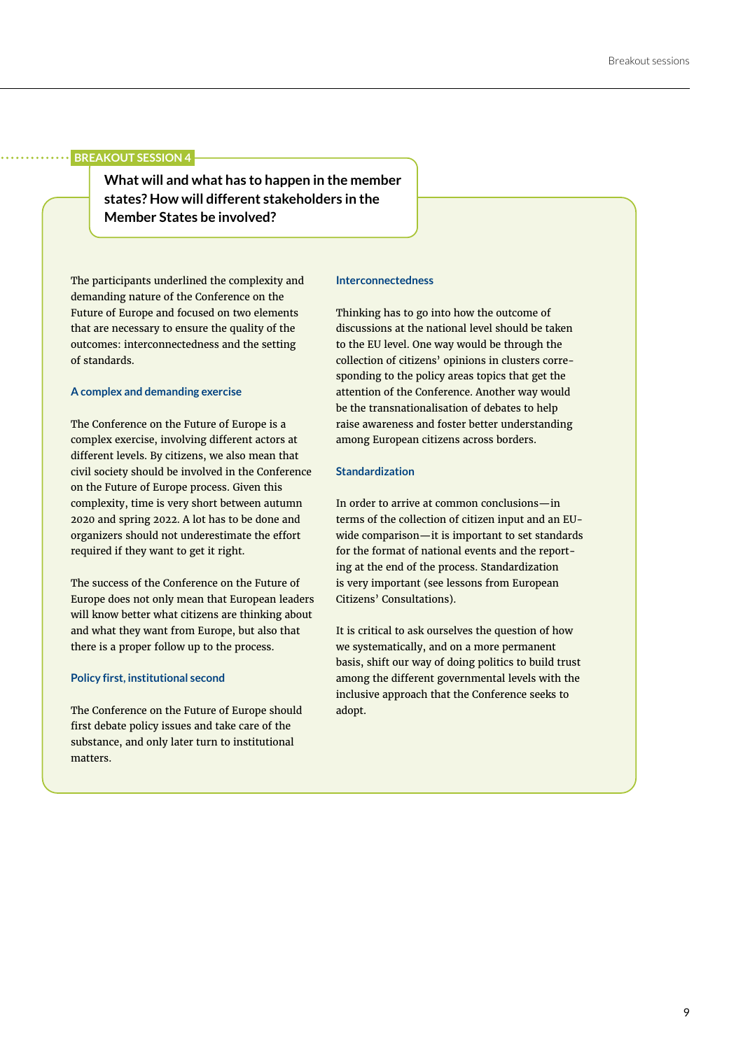BREAKOUT SESSION 4

## What will and what has to happen in the member states? How will different stakeholders in the Member States be involved?

The participants underlined the complexity and demanding nature of the Conference on the Future of Europe and focused on two elements that are necessary to ensure the quality of the outcomes: interconnectedness and the setting of standards.

### A complex and demanding exercise

The Conference on the Future of Europe is a complex exercise, involving different actors at different levels. By citizens, we also mean that civil society should be involved in the Conference on the Future of Europe process. Given this complexity, time is very short between autumn 2020 and spring 2022. A lot has to be done and organizers should not underestimate the effort required if they want to get it right.

The success of the Conference on the Future of Europe does not only mean that European leaders will know better what citizens are thinking about and what they want from Europe, but also that there is a proper follow up to the process.

### Policy first, institutional second

The Conference on the Future of Europe should first debate policy issues and take care of the substance, and only later turn to institutional matters.

### Interconnectedness

Thinking has to go into how the outcome of discussions at the national level should be taken to the EU level. One way would be through the collection of citizens' opinions in clusters corresponding to the policy areas topics that get the attention of the Conference. Another way would be the transnationalisation of debates to help raise awareness and foster better understanding among European citizens across borders.

### Standardization

In order to arrive at common conclusions—in terms of the collection of citizen input and an EU-wide comparison—it is important to set standards for the format of national events and the reporting at the end of the process. Standardization is very important (see lessons from European Citizens' Consultations).

It is critical to ask ourselves the question of how we systematically, and on a more permanent basis, shift our way of doing politics to build trust among the different governmental levels with the inclusive approach that the Conference seeks to adopt.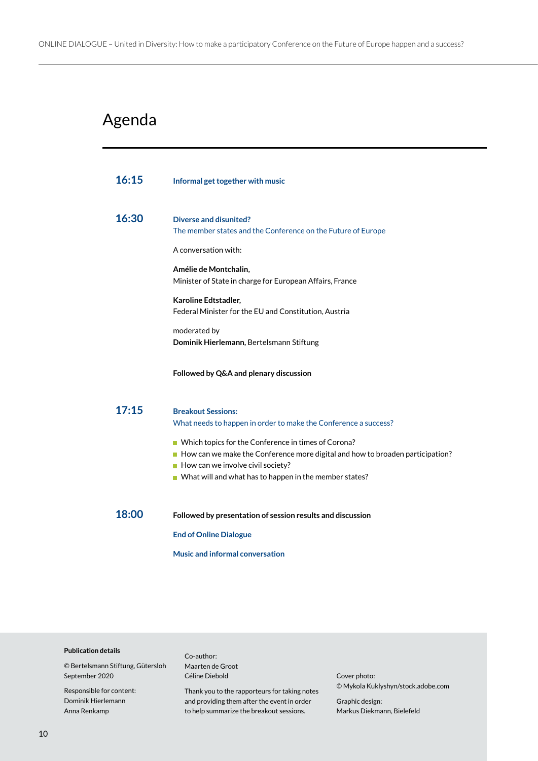# Agenda

**16:15** **Informal get together with music**

**16:30** **Diverse and disunited?**
The member states and the Conference on the Future of Europe

A conversation with:

**Amélie de Montchalin,**
Minister of State in charge for European Affairs, France

**Karoline Edtstadler,**
Federal Minister for the EU and Constitution, Austria

moderated by
**Dominik Hierlemann,** Bertelsmann Stiftung

**Followed by Q&A and plenary discussion**

**17:15** **Breakout Sessions:**
What needs to happen in order to make the Conference a success?

- Which topics for the Conference in times of Corona?
- How can we make the Conference more digital and how to broaden participation?
- How can we involve civil society?
- What will and what has to happen in the member states?

**18:00** **Followed by presentation of session results and discussion**

**End of Online Dialogue**

**Music and informal conversation**

**Publication details**

© Bertelsmann Stiftung, Gütersloh
September 2020

Responsible for content:
Dominik Hierlemann
Anna Renkamp

Co-author:
Maarten de Groot
Céline Diebold

Thank you to the rapporteurs for taking notes and providing them after the event in order to help summarize the breakout sessions.

Cover photo:
© Mykola Kuklyshyn/stock.adobe.com

Graphic design:
Markus Diekmann, Bielefeld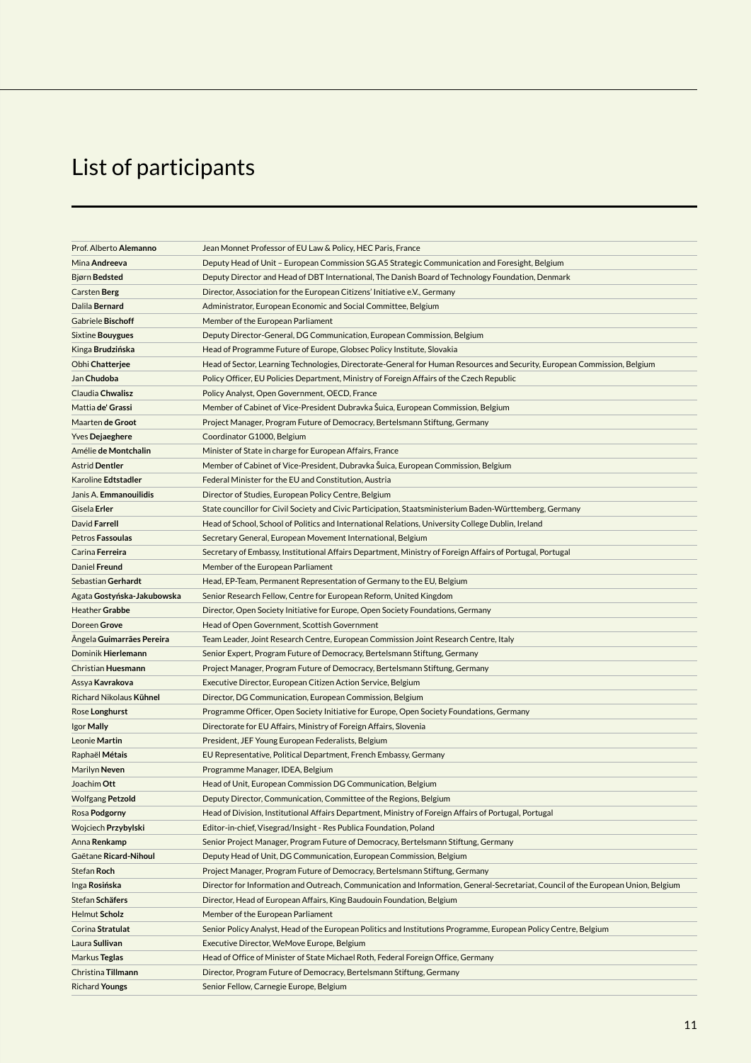# List of participants

| | |
|---|---|
| Prof. Alberto **Alemanno** | Jean Monnet Professor of EU Law & Policy, HEC Paris, France |
| Mina **Andreeva** | Deputy Head of Unit – European Commission SG.A5 Strategic Communication and Foresight, Belgium |
| Bjørn **Bedsted** | Deputy Director and Head of DBT International, The Danish Board of Technology Foundation, Denmark |
| Carsten **Berg** | Director, Association for the European Citizens' Initiative e.V., Germany |
| Dalila **Bernard** | Administrator, European Economic and Social Committee, Belgium |
| Gabriele **Bischoff** | Member of the European Parliament |
| Sixtine **Bouygues** | Deputy Director-General, DG Communication, European Commission, Belgium |
| Kinga **Brudzińska** | Head of Programme Future of Europe, Globsec Policy Institute, Slovakia |
| Obhi **Chatterjee** | Head of Sector, Learning Technologies, Directorate-General for Human Resources and Security, European Commission, Belgium |
| Jan **Chudoba** | Policy Officer, EU Policies Department, Ministry of Foreign Affairs of the Czech Republic |
| Claudia **Chwalisz** | Policy Analyst, Open Government, OECD, France |
| Mattia **de' Grassi** | Member of Cabinet of Vice-President Dubravka Šuica, European Commission, Belgium |
| Maarten **de Groot** | Project Manager, Program Future of Democracy, Bertelsmann Stiftung, Germany |
| Yves **Dejaeghere** | Coordinator G1000, Belgium |
| Amélie **de Montchalin** | Minister of State in charge for European Affairs, France |
| Astrid **Dentler** | Member of Cabinet of Vice-President, Dubravka Šuica, European Commission, Belgium |
| Karoline **Edtstadler** | Federal Minister for the EU and Constitution, Austria |
| Janis A. **Emmanouilidis** | Director of Studies, European Policy Centre, Belgium |
| Gisela **Erler** | State councillor for Civil Society and Civic Participation, Staatsministerium Baden-Württemberg, Germany |
| David **Farrell** | Head of School, School of Politics and International Relations, University College Dublin, Ireland |
| Petros **Fassoulas** | Secretary General, European Movement International, Belgium |
| Carina **Ferreira** | Secretary of Embassy, Institutional Affairs Department, Ministry of Foreign Affairs of Portugal, Portugal |
| Daniel **Freund** | Member of the European Parliament |
| Sebastian **Gerhardt** | Head, EP-Team, Permanent Representation of Germany to the EU, Belgium |
| Agata **Gostyńska-Jakubowska** | Senior Research Fellow, Centre for European Reform, United Kingdom |
| Heather **Grabbe** | Director, Open Society Initiative for Europe, Open Society Foundations, Germany |
| Doreen **Grove** | Head of Open Government, Scottish Government |
| Ângela **Guimarães Pereira** | Team Leader, Joint Research Centre, European Commission Joint Research Centre, Italy |
| Dominik **Hierlemann** | Senior Expert, Program Future of Democracy, Bertelsmann Stiftung, Germany |
| Christian **Huesmann** | Project Manager, Program Future of Democracy, Bertelsmann Stiftung, Germany |
| Assya **Kavrakova** | Executive Director, European Citizen Action Service, Belgium |
| Richard Nikolaus **Kühnel** | Director, DG Communication, European Commission, Belgium |
| Rose **Longhurst** | Programme Officer, Open Society Initiative for Europe, Open Society Foundations, Germany |
| Igor **Mally** | Directorate for EU Affairs, Ministry of Foreign Affairs, Slovenia |
| Leonie **Martin** | President, JEF Young European Federalists, Belgium |
| Raphaël **Métais** | EU Representative, Political Department, French Embassy, Germany |
| Marilyn **Neven** | Programme Manager, IDEA, Belgium |
| Joachim **Ott** | Head of Unit, European Commission DG Communication, Belgium |
| Wolfgang **Petzold** | Deputy Director, Communication, Committee of the Regions, Belgium |
| Rosa **Podgorny** | Head of Division, Institutional Affairs Department, Ministry of Foreign Affairs of Portugal, Portugal |
| Wojciech **Przybylski** | Editor-in-chief, Visegrad/Insight - Res Publica Foundation, Poland |
| Anna **Renkamp** | Senior Project Manager, Program Future of Democracy, Bertelsmann Stiftung, Germany |
| Gaëtane **Ricard-Nihoul** | Deputy Head of Unit, DG Communication, European Commission, Belgium |
| Stefan **Roch** | Project Manager, Program Future of Democracy, Bertelsmann Stiftung, Germany |
| Inga **Rosińska** | Director for Information and Outreach, Communication and Information, General-Secretariat, Council of the European Union, Belgium |
| Stefan **Schäfers** | Director, Head of European Affairs, King Baudouin Foundation, Belgium |
| Helmut **Scholz** | Member of the European Parliament |
| Corina **Stratulat** | Senior Policy Analyst, Head of the European Politics and Institutions Programme, European Policy Centre, Belgium |
| Laura **Sullivan** | Executive Director, WeMove Europe, Belgium |
| Markus **Teglas** | Head of Office of Minister of State Michael Roth, Federal Foreign Office, Germany |
| Christina **Tillmann** | Director, Program Future of Democracy, Bertelsmann Stiftung, Germany |
| Richard **Youngs** | Senior Fellow, Carnegie Europe, Belgium |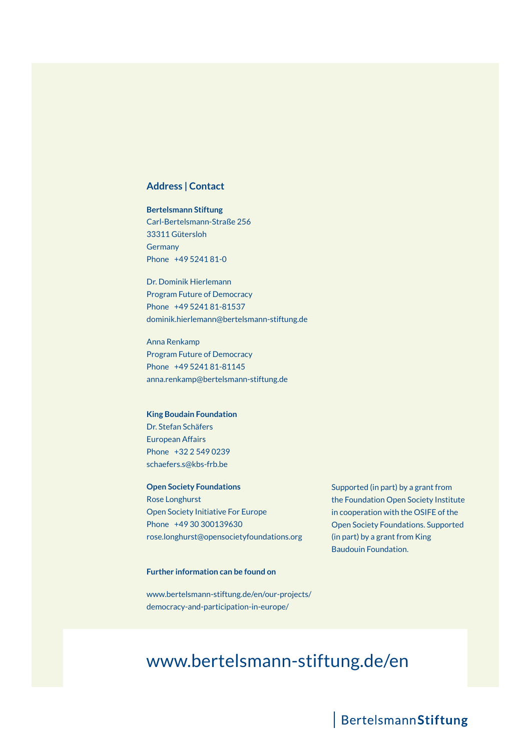## Address | Contact

**Bertelsmann Stiftung**
Carl-Bertelsmann-Straße 256
33311 Gütersloh
Germany
Phone +49 5241 81-0

Dr. Dominik Hierlemann
Program Future of Democracy
Phone +49 5241 81-81537
dominik.hierlemann@bertelsmann-stiftung.de

Anna Renkamp
Program Future of Democracy
Phone +49 5241 81-81145
anna.renkamp@bertelsmann-stiftung.de

**King Boudain Foundation**
Dr. Stefan Schäfers
European Affairs
Phone +32 2 549 0239
schaefers.s@kbs-frb.be

**Open Society Foundations**
Rose Longhurst
Open Society Initiative For Europe
Phone +49 30 300139630
rose.longhurst@opensocietyfoundations.org

Supported (in part) by a grant from the Foundation Open Society Institute in cooperation with the OSIFE of the Open Society Foundations. Supported (in part) by a grant from King Baudouin Foundation.

**Further information can be found on**

www.bertelsmann-stiftung.de/en/our-projects/democracy-and-participation-in-europe/

www.bertelsmann-stiftung.de/en

BertelsmannStiftung